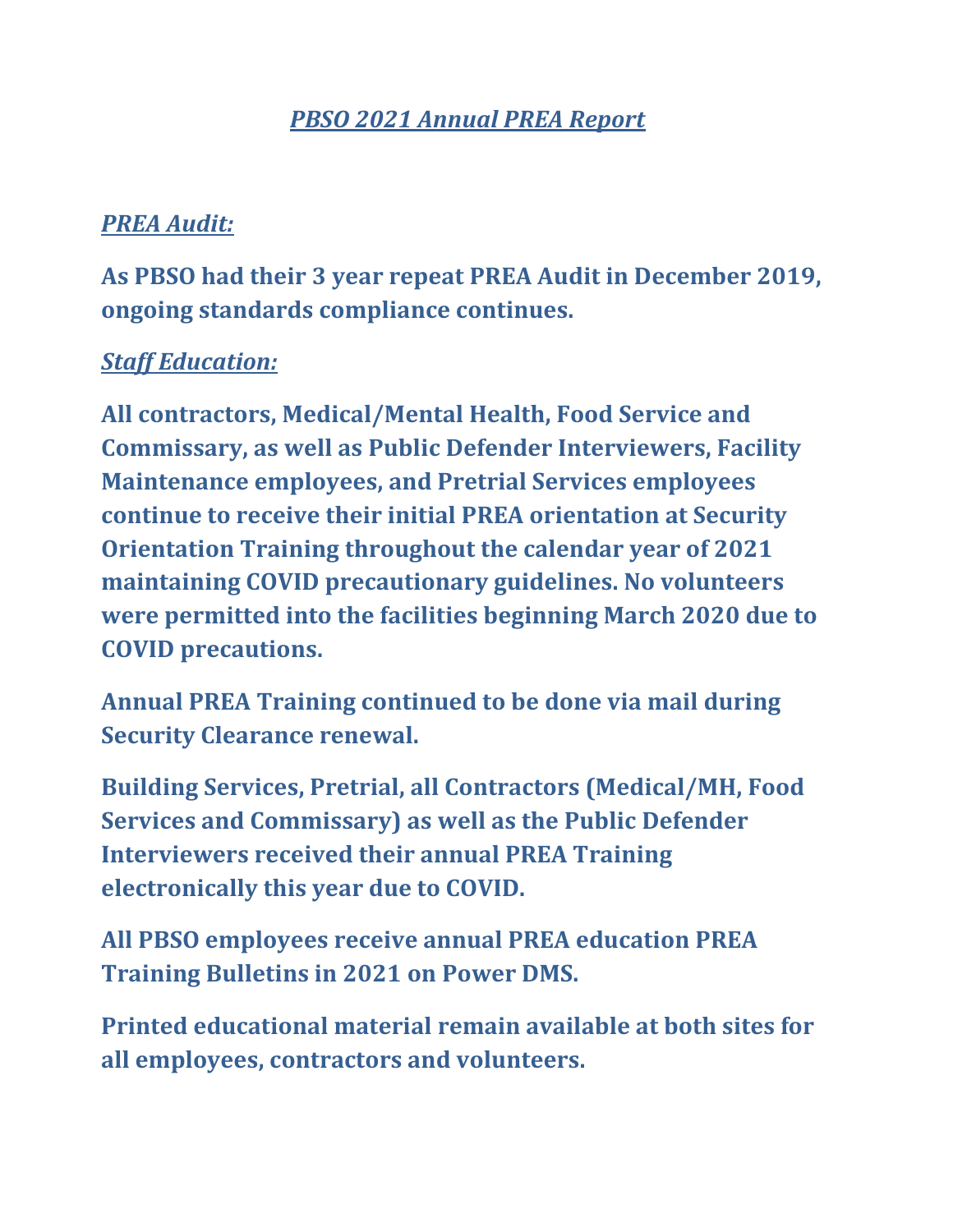# *PBSO 2021 Annual PREA Report*

## *PREA Audit:*

**As PBSO had their 3 year repeat PREA Audit in December 2019, ongoing standards compliance continues.**

## *Staff Education:*

**All contractors, Medical/Mental Health, Food Service and Commissary, as well as Public Defender Interviewers, Facility Maintenance employees, and Pretrial Services employees continue to receive their initial PREA orientation at Security Orientation Training throughout the calendar year of 2021 maintaining COVID precautionary guidelines. No volunteers were permitted into the facilities beginning March 2020 due to COVID precautions.**

**Annual PREA Training continued to be done via mail during Security Clearance renewal.**

**Building Services, Pretrial, all Contractors (Medical/MH, Food Services and Commissary) as well as the Public Defender Interviewers received their annual PREA Training electronically this year due to COVID.**

**All PBSO employees receive annual PREA education PREA Training Bulletins in 2021 on Power DMS.**

**Printed educational material remain available at both sites for all employees, contractors and volunteers.**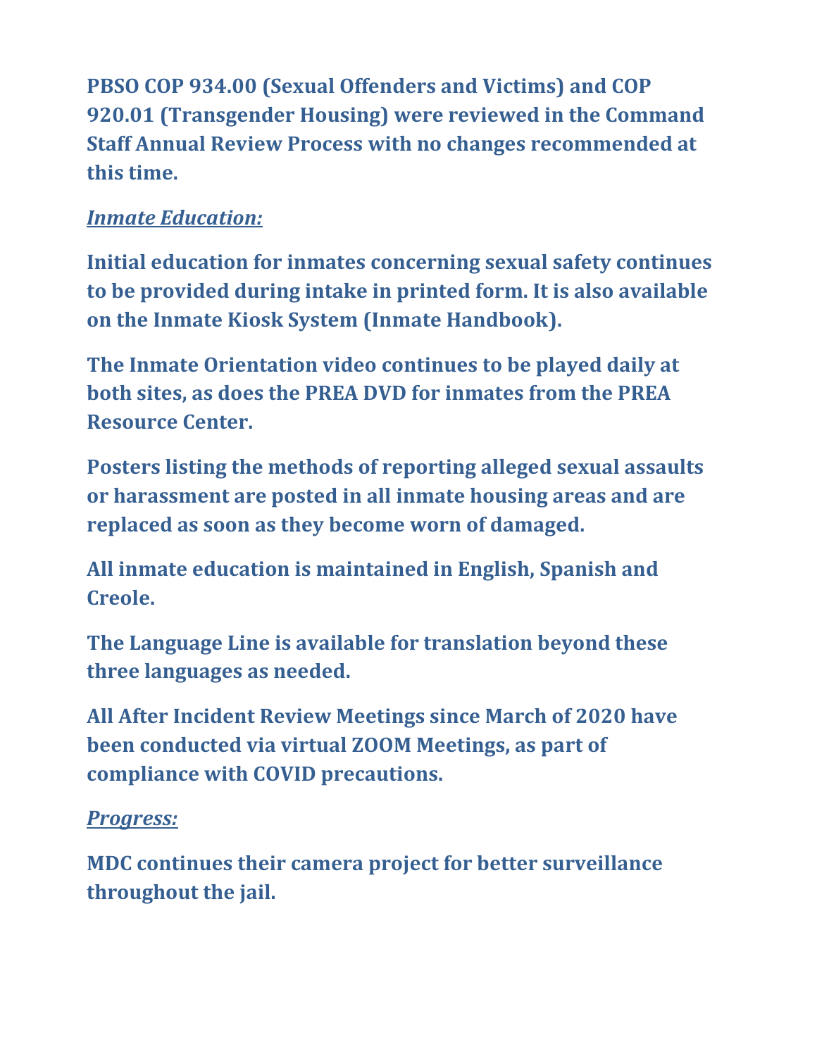**PBSO COP 934.00 (Sexual Offenders and Victims) and COP 920.01 (Transgender Housing) were reviewed in the Command Staff Annual Review Process with no changes recommended at this time.**

***<u>Inmate Education:</u>***

**Initial education for inmates concerning sexual safety continues to be provided during intake in printed form. It is also available on the Inmate Kiosk System (Inmate Handbook).**

**The Inmate Orientation video continues to be played daily at both sites, as does the PREA DVD for inmates from the PREA Resource Center.**

**Posters listing the methods of reporting alleged sexual assaults or harassment are posted in all inmate housing areas and are replaced as soon as they become worn of damaged.**

**All inmate education is maintained in English, Spanish and Creole.**

**The Language Line is available for translation beyond these three languages as needed.**

**All After Incident Review Meetings since March of 2020 have been conducted via virtual ZOOM Meetings, as part of compliance with COVID precautions.**

***<u>Progress:</u>***

**MDC continues their camera project for better surveillance throughout the jail.**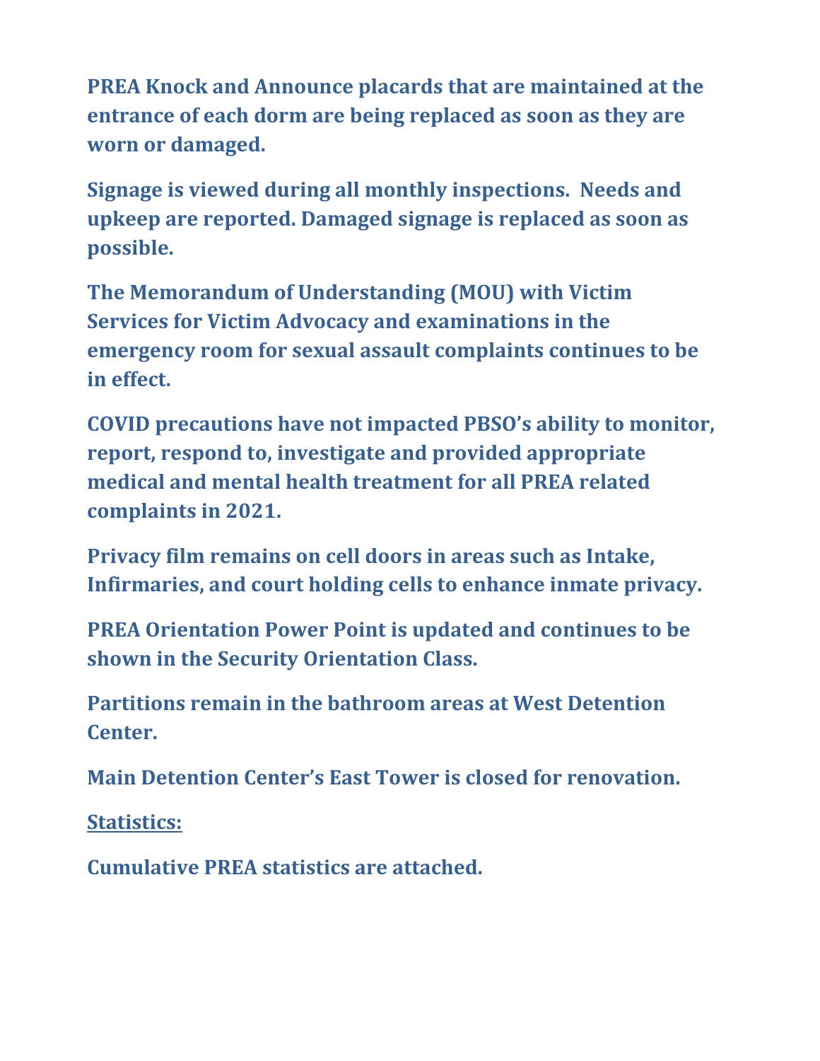**PREA Knock and Announce placards that are maintained at the entrance of each dorm are being replaced as soon as they are worn or damaged.**

**Signage is viewed during all monthly inspections. Needs and upkeep are reported. Damaged signage is replaced as soon as possible.**

**The Memorandum of Understanding (MOU) with Victim Services for Victim Advocacy and examinations in the emergency room for sexual assault complaints continues to be in effect.**

**COVID precautions have not impacted PBSO's ability to monitor, report, respond to, investigate and provided appropriate medical and mental health treatment for all PREA related complaints in 2021.**

**Privacy film remains on cell doors in areas such as Intake, Infirmaries, and court holding cells to enhance inmate privacy.**

**PREA Orientation Power Point is updated and continues to be shown in the Security Orientation Class.**

**Partitions remain in the bathroom areas at West Detention Center.**

**Main Detention Center's East Tower is closed for renovation.**

**<u>Statistics:</u>**

**Cumulative PREA statistics are attached.**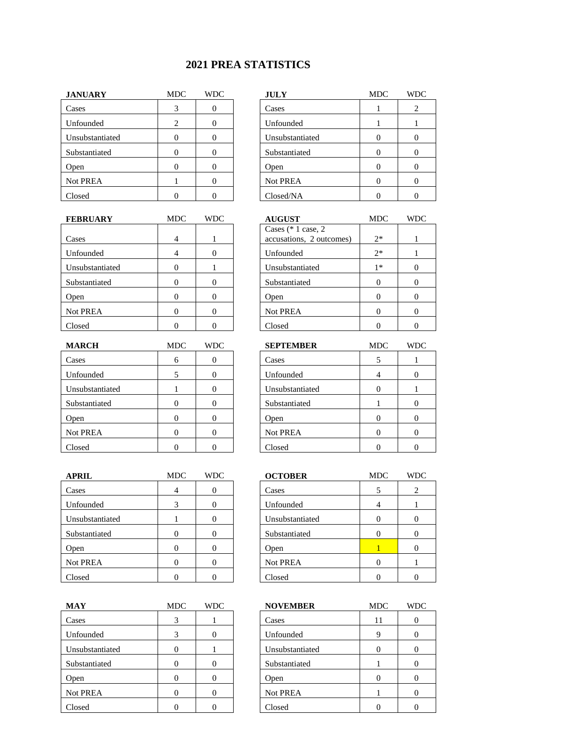# 2021 PREA STATISTICS

| JANUARY | MDC | WDC |
|---|---|---|
| Cases | 3 | 0 |
| Unfounded | 2 | 0 |
| Unsubstantiated | 0 | 0 |
| Substantiated | 0 | 0 |
| Open | 0 | 0 |
| Not PREA | 1 | 0 |
| Closed | 0 | 0 |

| FEBRUARY | MDC | WDC |
|---|---|---|
| Cases | 4 | 1 |
| Unfounded | 4 | 0 |
| Unsubstantiated | 0 | 1 |
| Substantiated | 0 | 0 |
| Open | 0 | 0 |
| Not PREA | 0 | 0 |
| Closed | 0 | 0 |

| MARCH | MDC | WDC |
|---|---|---|
| Cases | 6 | 0 |
| Unfounded | 5 | 0 |
| Unsubstantiated | 1 | 0 |
| Substantiated | 0 | 0 |
| Open | 0 | 0 |
| Not PREA | 0 | 0 |
| Closed | 0 | 0 |

| APRIL | MDC | WDC |
|---|---|---|
| Cases | 4 | 0 |
| Unfounded | 3 | 0 |
| Unsubstantiated | 1 | 0 |
| Substantiated | 0 | 0 |
| Open | 0 | 0 |
| Not PREA | 0 | 0 |
| Closed | 0 | 0 |

| MAY | MDC | WDC |
|---|---|---|
| Cases | 3 | 1 |
| Unfounded | 3 | 0 |
| Unsubstantiated | 0 | 1 |
| Substantiated | 0 | 0 |
| Open | 0 | 0 |
| Not PREA | 0 | 0 |
| Closed | 0 | 0 |

| JULY | MDC | WDC |
|---|---|---|
| Cases | 1 | 2 |
| Unfounded | 1 | 1 |
| Unsubstantiated | 0 | 0 |
| Substantiated | 0 | 0 |
| Open | 0 | 0 |
| Not PREA | 0 | 0 |
| Closed/NA | 0 | 0 |

| AUGUST | MDC | WDC |
|---|---|---|
| Cases (* 1 case, 2 accusations, 2 outcomes) | 2* | 1 |
| Unfounded | 2* | 1 |
| Unsubstantiated | 1* | 0 |
| Substantiated | 0 | 0 |
| Open | 0 | 0 |
| Not PREA | 0 | 0 |
| Closed | 0 | 0 |

| SEPTEMBER | MDC | WDC |
|---|---|---|
| Cases | 5 | 1 |
| Unfounded | 4 | 0 |
| Unsubstantiated | 0 | 1 |
| Substantiated | 1 | 0 |
| Open | 0 | 0 |
| Not PREA | 0 | 0 |
| Closed | 0 | 0 |

| OCTOBER | MDC | WDC |
|---|---|---|
| Cases | 5 | 2 |
| Unfounded | 4 | 1 |
| Unsubstantiated | 0 | 0 |
| Substantiated | 0 | 0 |
| Open | 1 | 0 |
| Not PREA | 0 | 1 |
| Closed | 0 | 0 |

| NOVEMBER | MDC | WDC |
|---|---|---|
| Cases | 11 | 0 |
| Unfounded | 9 | 0 |
| Unsubstantiated | 0 | 0 |
| Substantiated | 1 | 0 |
| Open | 0 | 0 |
| Not PREA | 1 | 0 |
| Closed | 0 | 0 |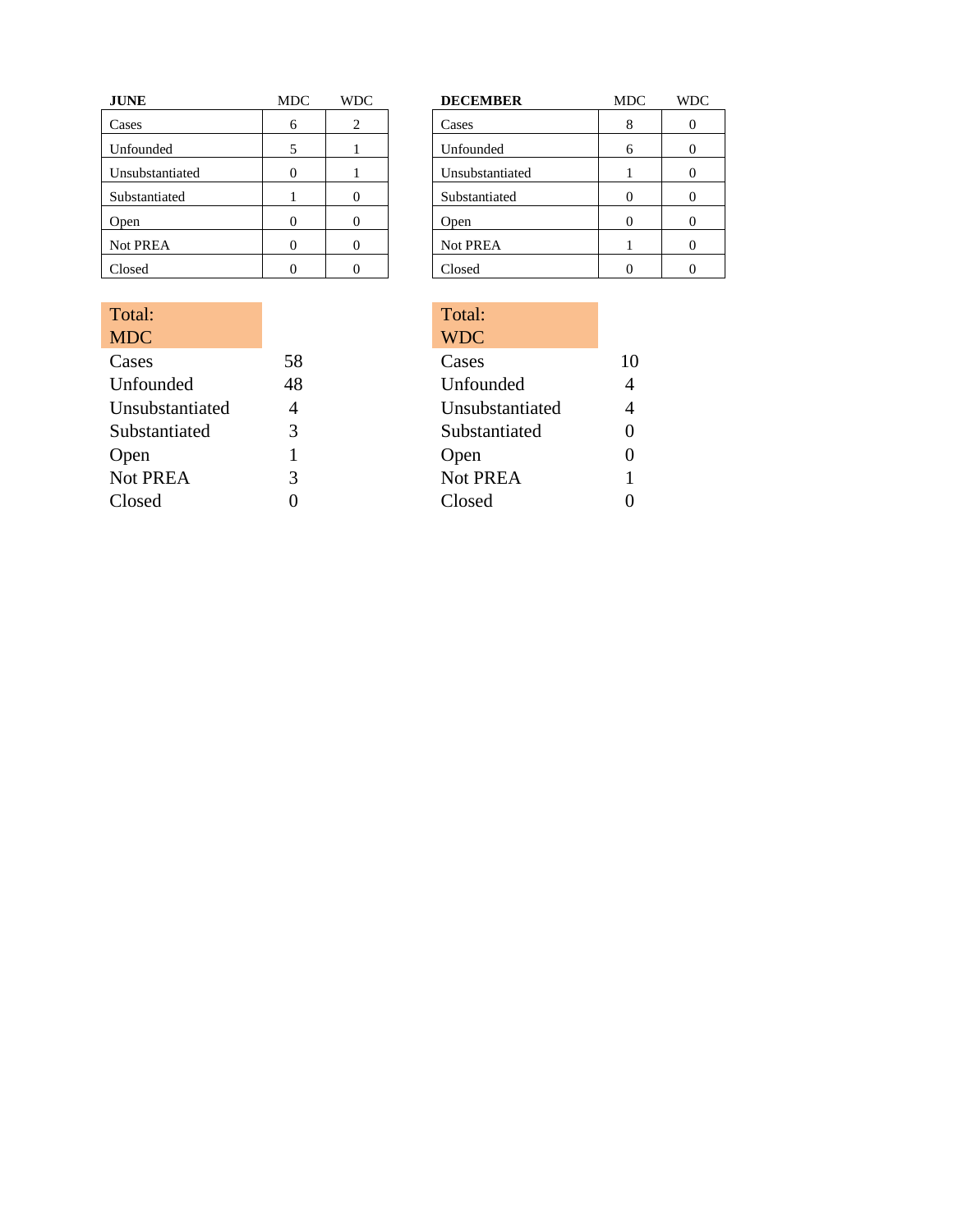| JUNE | MDC | WDC |
|---|---|---|
| Cases | 6 | 2 |
| Unfounded | 5 | 1 |
| Unsubstantiated | 0 | 1 |
| Substantiated | 1 | 0 |
| Open | 0 | 0 |
| Not PREA | 0 | 0 |
| Closed | 0 | 0 |

| DECEMBER | MDC | WDC |
|---|---|---|
| Cases | 8 | 0 |
| Unfounded | 6 | 0 |
| Unsubstantiated | 1 | 0 |
| Substantiated | 0 | 0 |
| Open | 0 | 0 |
| Not PREA | 1 | 0 |
| Closed | 0 | 0 |

| Total: MDC | |
|---|---|
| Cases | 58 |
| Unfounded | 48 |
| Unsubstantiated | 4 |
| Substantiated | 3 |
| Open | 1 |
| Not PREA | 3 |
| Closed | 0 |

| Total: WDC | |
|---|---|
| Cases | 10 |
| Unfounded | 4 |
| Unsubstantiated | 4 |
| Substantiated | 0 |
| Open | 0 |
| Not PREA | 1 |
| Closed | 0 |